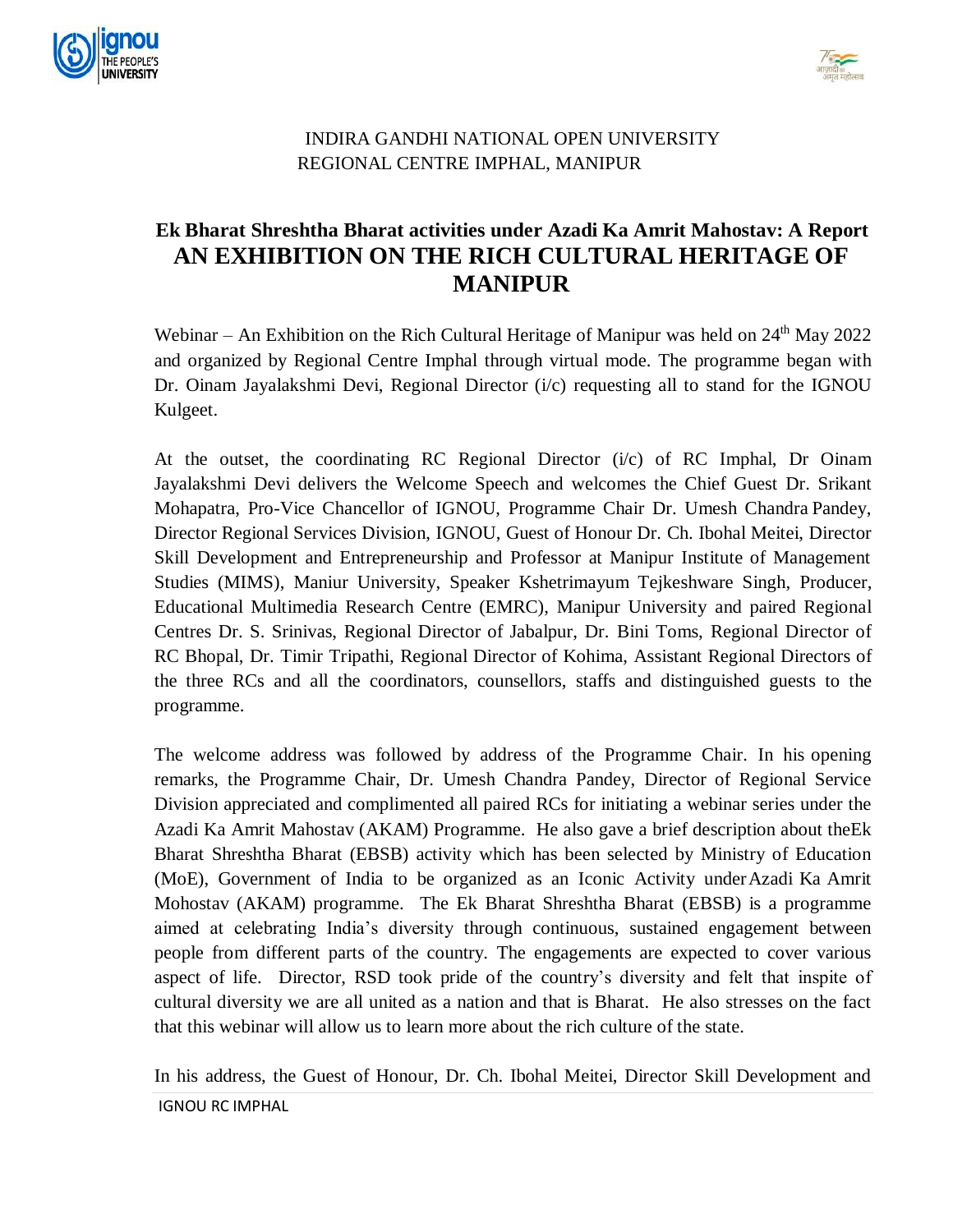INDIRA GANDHI NATIONAL OPEN UNIVERSITY
REGIONAL CENTRE IMPHAL, MANIPUR

## Ek Bharat Shreshtha Bharat activities under Azadi Ka Amrit Mahostav: A Report

# AN EXHIBITION ON THE RICH CULTURAL HERITAGE OF MANIPUR

Webinar – An Exhibition on the Rich Cultural Heritage of Manipur was held on 24th May 2022 and organized by Regional Centre Imphal through virtual mode. The programme began with Dr. Oinam Jayalakshmi Devi, Regional Director (i/c) requesting all to stand for the IGNOU Kulgeet.

At the outset, the coordinating RC Regional Director (i/c) of RC Imphal, Dr Oinam Jayalakshmi Devi delivers the Welcome Speech and welcomes the Chief Guest Dr. Srikant Mohapatra, Pro-Vice Chancellor of IGNOU, Programme Chair Dr. Umesh Chandra Pandey, Director Regional Services Division, IGNOU, Guest of Honour Dr. Ch. Ibohal Meitei, Director Skill Development and Entrepreneurship and Professor at Manipur Institute of Management Studies (MIMS), Maniur University, Speaker Kshetrimayum Tejkeshware Singh, Producer, Educational Multimedia Research Centre (EMRC), Manipur University and paired Regional Centres Dr. S. Srinivas, Regional Director of Jabalpur, Dr. Bini Toms, Regional Director of RC Bhopal, Dr. Timir Tripathi, Regional Director of Kohima, Assistant Regional Directors of the three RCs and all the coordinators, counsellors, staffs and distinguished guests to the programme.

The welcome address was followed by address of the Programme Chair. In his opening remarks, the Programme Chair, Dr. Umesh Chandra Pandey, Director of Regional Service Division appreciated and complimented all paired RCs for initiating a webinar series under the Azadi Ka Amrit Mahostav (AKAM) Programme. He also gave a brief description about theEk Bharat Shreshtha Bharat (EBSB) activity which has been selected by Ministry of Education (MoE), Government of India to be organized as an Iconic Activity underAzadi Ka Amrit Mohostav (AKAM) programme. The Ek Bharat Shreshtha Bharat (EBSB) is a programme aimed at celebrating India's diversity through continuous, sustained engagement between people from different parts of the country. The engagements are expected to cover various aspect of life. Director, RSD took pride of the country's diversity and felt that inspite of cultural diversity we are all united as a nation and that is Bharat. He also stresses on the fact that this webinar will allow us to learn more about the rich culture of the state.

In his address, the Guest of Honour, Dr. Ch. Ibohal Meitei, Director Skill Development and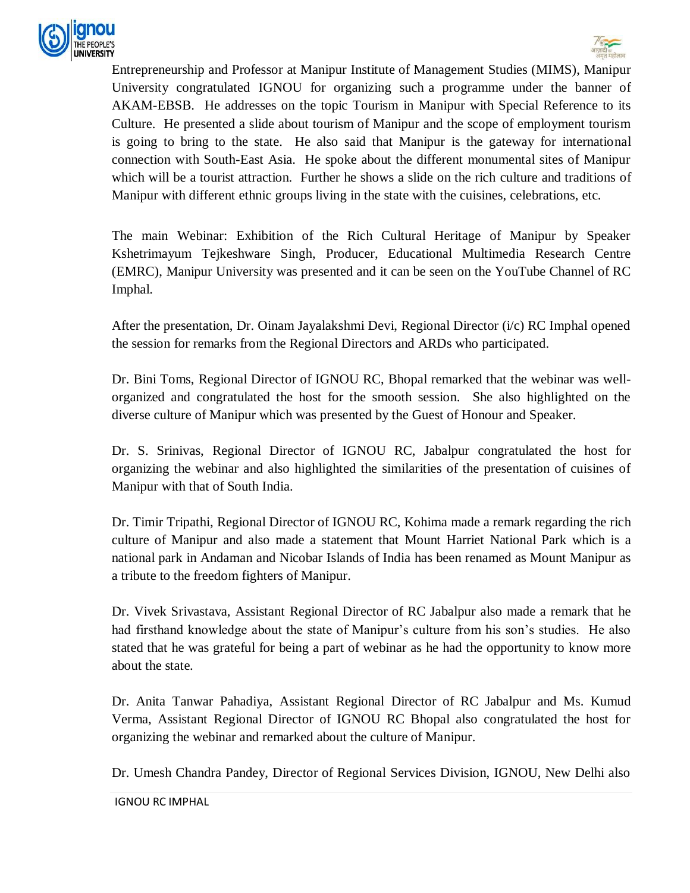Entrepreneurship and Professor at Manipur Institute of Management Studies (MIMS), Manipur University congratulated IGNOU for organizing such a programme under the banner of AKAM-EBSB. He addresses on the topic Tourism in Manipur with Special Reference to its Culture. He presented a slide about tourism of Manipur and the scope of employment tourism is going to bring to the state. He also said that Manipur is the gateway for international connection with South-East Asia. He spoke about the different monumental sites of Manipur which will be a tourist attraction. Further he shows a slide on the rich culture and traditions of Manipur with different ethnic groups living in the state with the cuisines, celebrations, etc.

The main Webinar: Exhibition of the Rich Cultural Heritage of Manipur by Speaker Kshetrimayum Tejkeshware Singh, Producer, Educational Multimedia Research Centre (EMRC), Manipur University was presented and it can be seen on the YouTube Channel of RC Imphal.

After the presentation, Dr. Oinam Jayalakshmi Devi, Regional Director (i/c) RC Imphal opened the session for remarks from the Regional Directors and ARDs who participated.

Dr. Bini Toms, Regional Director of IGNOU RC, Bhopal remarked that the webinar was well-organized and congratulated the host for the smooth session. She also highlighted on the diverse culture of Manipur which was presented by the Guest of Honour and Speaker.

Dr. S. Srinivas, Regional Director of IGNOU RC, Jabalpur congratulated the host for organizing the webinar and also highlighted the similarities of the presentation of cuisines of Manipur with that of South India.

Dr. Timir Tripathi, Regional Director of IGNOU RC, Kohima made a remark regarding the rich culture of Manipur and also made a statement that Mount Harriet National Park which is a national park in Andaman and Nicobar Islands of India has been renamed as Mount Manipur as a tribute to the freedom fighters of Manipur.

Dr. Vivek Srivastava, Assistant Regional Director of RC Jabalpur also made a remark that he had firsthand knowledge about the state of Manipur's culture from his son's studies. He also stated that he was grateful for being a part of webinar as he had the opportunity to know more about the state.

Dr. Anita Tanwar Pahadiya, Assistant Regional Director of RC Jabalpur and Ms. Kumud Verma, Assistant Regional Director of IGNOU RC Bhopal also congratulated the host for organizing the webinar and remarked about the culture of Manipur.

Dr. Umesh Chandra Pandey, Director of Regional Services Division, IGNOU, New Delhi also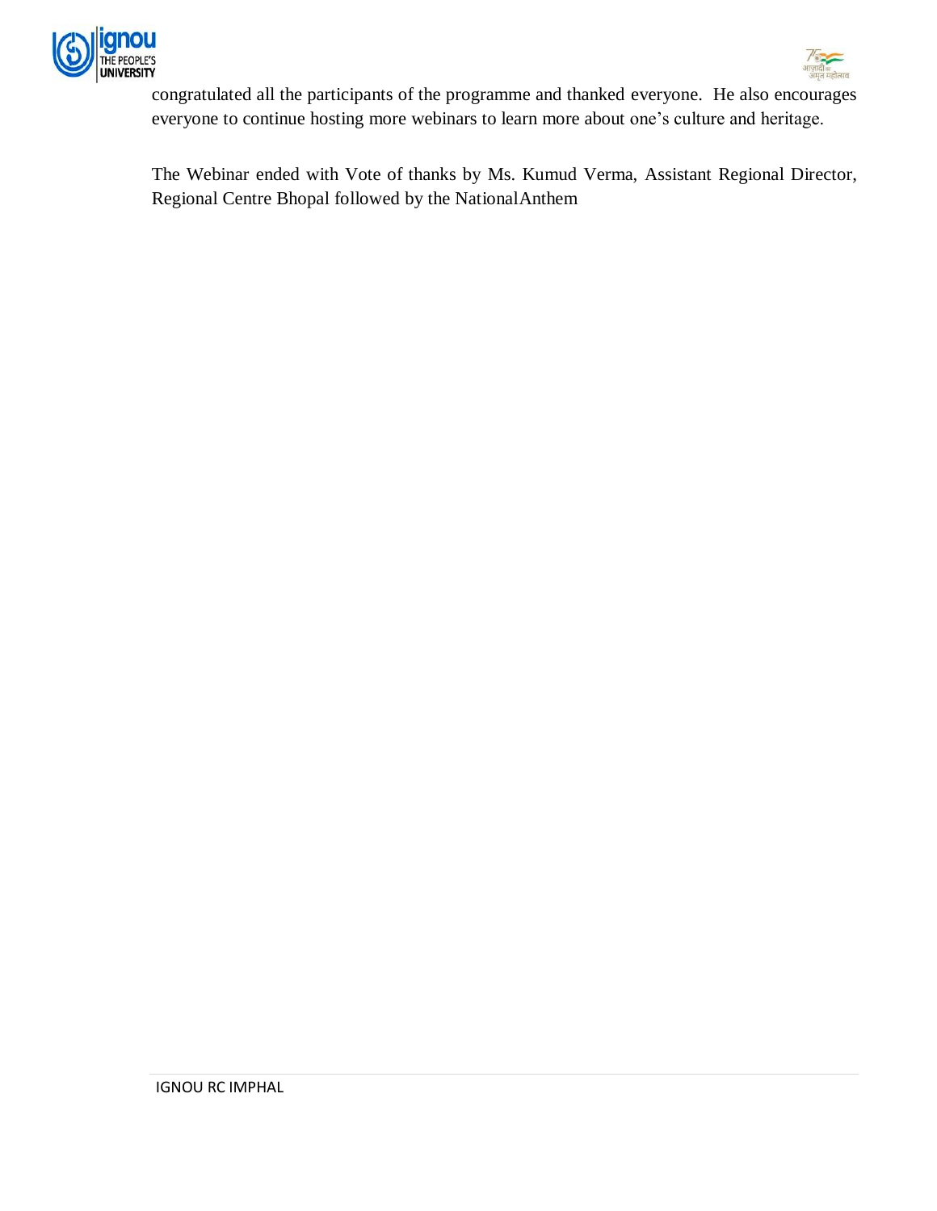congratulated all the participants of the programme and thanked everyone. He also encourages everyone to continue hosting more webinars to learn more about one's culture and heritage.

The Webinar ended with Vote of thanks by Ms. Kumud Verma, Assistant Regional Director, Regional Centre Bhopal followed by the NationalAnthem